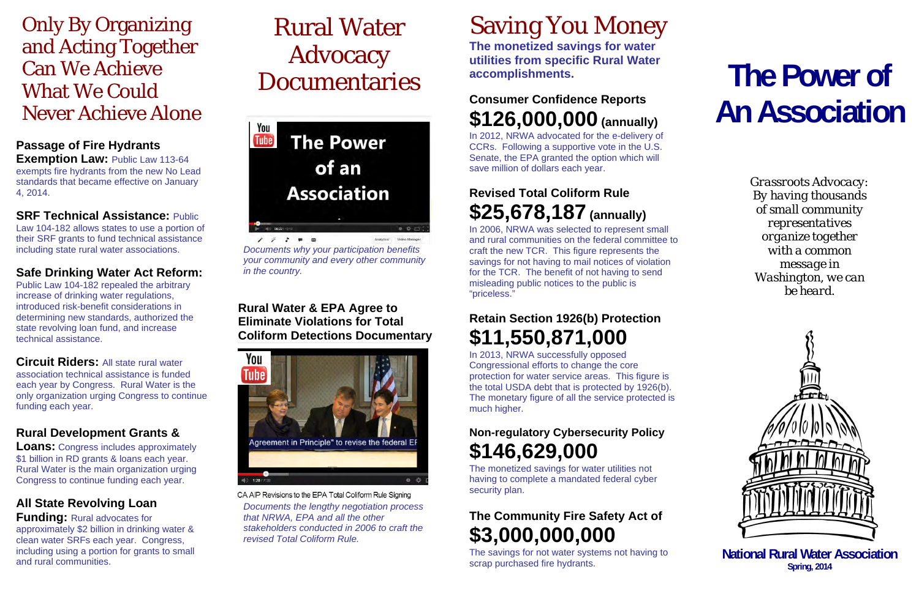# Only By Organizing and Acting Together Can We Achieve What We Could Never Achieve Alone

**Passage of Fire Hydrants Exemption Law:** Public Law 113-64 exempts fire hydrants from the new No Lead standards that became effective on January 4, 2014.

**SRF Technical Assistance:** Public Law 104-182 allows states to use a portion of their SRF grants to fund technical assistance including state rural water associations.

**Safe Drinking Water Act Reform:** Public Law 104-182 repealed the arbitrary increase of drinking water regulations, introduced risk-benefit considerations in determining new standards, authorized the state revolving loan fund, and increase technical assistance.

**Circuit Riders:** All state rural water association technical assistance is funded each year by Congress. Rural Water is the only organization urging Congress to continue funding each year.

**Rural Development Grants & Loans:** Congress includes approximately $1 billion in RD grants & loans each year. Rural Water is the main organization urging Congress to continue funding each year.

**All State Revolving Loan Funding:** Rural advocates for approximately $2 billion in drinking water & clean water SRFs each year. Congress, including using a portion for grants to small and rural communities.

# Rural Water Advocacy Documentaries

*Documents why your participation benefits your community and every other community in the country.*

### Rural Water & EPA Agree to Eliminate Violations for Total Coliform Detections Documentary

CA AIP Revisions to the EPA Total Coliform Rule Signing

*Documents the lengthy negotiation process that NRWA, EPA and all the other stakeholders conducted in 2006 to craft the revised Total Coliform Rule.*

# Saving You Money

**The monetized savings for water utilities from specific Rural Water accomplishments.**

### Consumer Confidence Reports

**$126,000,000 (annually)**

In 2012, NRWA advocated for the e-delivery of CCRs. Following a supportive vote in the U.S. Senate, the EPA granted the option which will save million of dollars each year.

### Revised Total Coliform Rule

**$25,678,187 (annually)**

In 2006, NRWA was selected to represent small and rural communities on the federal committee to craft the new TCR. This figure represents the savings for not having to mail notices of violation for the TCR. The benefit of not having to send misleading public notices to the public is "priceless."

### Retain Section 1926(b) Protection

**$11,550,871,000**

In 2013, NRWA successfully opposed Congressional efforts to change the core protection for water service areas. This figure is the total USDA debt that is protected by 1926(b). The monetary figure of all the service protected is much higher.

### Non-regulatory Cybersecurity Policy

**$146,629,000**

The monetized savings for water utilities not having to complete a mandated federal cyber security plan.

### The Community Fire Safety Act of

**$3,000,000,000**

The savings for not water systems not having to scrap purchased fire hydrants.

# The Power of An Association

*Grassroots Advocacy: By having thousands of small community representatives organize together with a common message in Washington, we can be heard.*

**National Rural Water Association**

**Spring, 2014**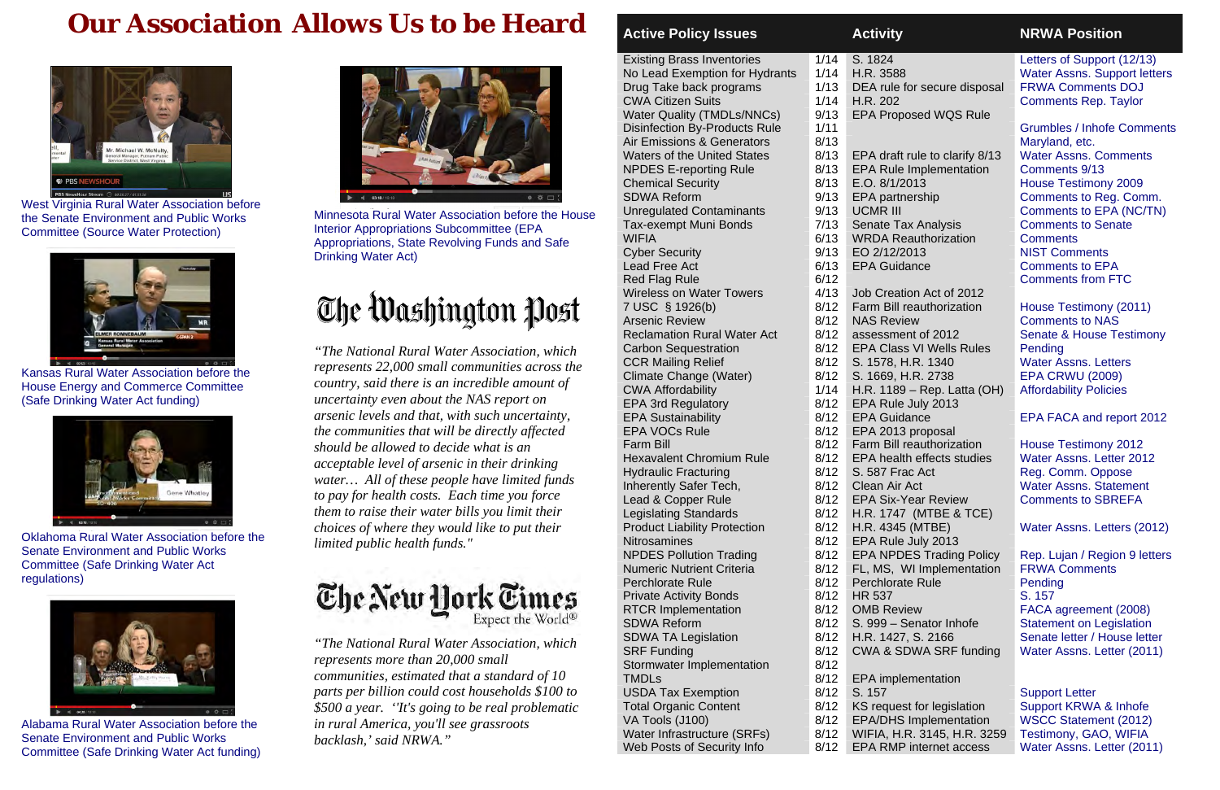# Our Association Allows Us to be Heard

West Virginia Rural Water Association before the Senate Environment and Public Works Committee (Source Water Protection)

Kansas Rural Water Association before the House Energy and Commerce Committee (Safe Drinking Water Act funding)

Oklahoma Rural Water Association before the Senate Environment and Public Works Committee (Safe Drinking Water Act regulations)

Alabama Rural Water Association before the Senate Environment and Public Works Committee (Safe Drinking Water Act funding)

Minnesota Rural Water Association before the House Interior Appropriations Subcommittee (EPA Appropriations, State Revolving Funds and Safe Drinking Water Act)

**The Washington Post**

*"The National Rural Water Association, which represents 22,000 small communities across the country, said there is an incredible amount of uncertainty even about the NAS report on arsenic levels and that, with such uncertainty, the communities that will be directly affected should be allowed to decide what is an acceptable level of arsenic in their drinking water… All of these people have limited funds to pay for health costs. Each time you force them to raise their water bills you limit their choices of where they would like to put their limited public health funds."*

**The New York Times** Expect the World®

*"The National Rural Water Association, which represents more than 20,000 small communities, estimated that a standard of 10 parts per billion could cost households $100 to $500 a year. ''It's going to be real problematic in rural America, you'll see grassroots backlash,' said NRWA."*

| Active Policy Issues | | Activity | NRWA Position |
|---|---|---|---|
| Existing Brass Inventories | 1/14 | S. 1824 | Letters of Support (12/13) |
| No Lead Exemption for Hydrants | 1/14 | H.R. 3588 | Water Assns. Support letters |
| Drug Take back programs | 1/13 | DEA rule for secure disposal | FRWA Comments DOJ |
| CWA Citizen Suits | 1/14 | H.R. 202 | Comments Rep. Taylor |
| Water Quality (TMDLs/NNCs) | 9/13 | EPA Proposed WQS Rule | |
| Disinfection By-Products Rule | 1/11 | | Grumbles / Inhofe Comments |
| Air Emissions & Generators | 8/13 | | Maryland, etc. |
| Waters of the United States | 8/13 | EPA draft rule to clarify 8/13 | Water Assns. Comments |
| NPDES E-reporting Rule | 8/13 | EPA Rule Implementation | Comments 9/13 |
| Chemical Security | 8/13 | E.O. 8/1/2013 | House Testimony 2009 |
| SDWA Reform | 9/13 | EPA partnership | Comments to Reg. Comm. |
| Unregulated Contaminants | 9/13 | UCMR III | Comments to EPA (NC/TN) |
| Tax-exempt Muni Bonds | 7/13 | Senate Tax Analysis | Comments to Senate |
| WIFIA | 6/13 | WRDA Reauthorization | Comments |
| Cyber Security | 9/13 | EO 2/12/2013 | NIST Comments |
| Lead Free Act | 6/13 | EPA Guidance | Comments to EPA |
| Red Flag Rule | 6/12 | | Comments from FTC |
| Wireless on Water Towers | 4/13 | Job Creation Act of 2012 | |
| 7 USC § 1926(b) | 8/12 | Farm Bill reauthorization | House Testimony (2011) |
| Arsenic Review | 8/12 | NAS Review | Comments to NAS |
| Reclamation Rural Water Act | 8/12 | assessment of 2012 | Senate & House Testimony |
| Carbon Sequestration | 8/12 | EPA Class VI Wells Rules | Pending |
| CCR Mailing Relief | 8/12 | S. 1578, H.R. 1340 | Water Assns. Letters |
| Climate Change (Water) | 8/12 | S. 1669, H.R. 2738 | EPA CRWU (2009) |
| CWA Affordability | 1/14 | H.R. 1189 – Rep. Latta (OH) | Affordability Policies |
| EPA 3rd Regulatory | 8/12 | EPA Rule July 2013 | |
| EPA Sustainability | 8/12 | EPA Guidance | EPA FACA and report 2012 |
| EPA VOCs Rule | 8/12 | EPA 2013 proposal | |
| Farm Bill | 8/12 | Farm Bill reauthorization | House Testimony 2012 |
| Hexavalent Chromium Rule | 8/12 | EPA health effects studies | Water Assns. Letter 2012 |
| Hydraulic Fracturing | 8/12 | S. 587 Frac Act | Reg. Comm. Oppose |
| Inherently Safer Tech, | 8/12 | Clean Air Act | Water Assns. Statement |
| Lead & Copper Rule | 8/12 | EPA Six-Year Review | Comments to SBREFA |
| Legislating Standards | 8/12 | H.R. 1747 (MTBE & TCE) | |
| Product Liability Protection | 8/12 | H.R. 4345 (MTBE) | Water Assns. Letters (2012) |
| Nitrosamines | 8/12 | EPA Rule July 2013 | |
| NPDES Pollution Trading | 8/12 | EPA NPDES Trading Policy | Rep. Lujan / Region 9 letters |
| Numeric Nutrient Criteria | 8/12 | FL, MS, WI Implementation | FRWA Comments |
| Perchlorate Rule | 8/12 | Perchlorate Rule | Pending |
| Private Activity Bonds | 8/12 | HR 537 | S. 157 |
| RTCR Implementation | 8/12 | OMB Review | FACA agreement (2008) |
| SDWA Reform | 8/12 | S. 999 – Senator Inhofe | Statement on Legislation |
| SDWA TA Legislation | 8/12 | H.R. 1427, S. 2166 | Senate letter / House letter |
| SRF Funding | 8/12 | CWA & SDWA SRF funding | Water Assns. Letter (2011) |
| Stormwater Implementation | 8/12 | | |
| TMDLs | 8/12 | EPA implementation | |
| USDA Tax Exemption | 8/12 | S. 157 | Support Letter |
| Total Organic Content | 8/12 | KS request for legislation | Support KRWA & Inhofe |
| VA Tools (J100) | 8/12 | EPA/DHS Implementation | WSCC Statement (2012) |
| Water Infrastructure (SRFs) | 8/12 | WIFIA, H.R. 3145, H.R. 3259 | Testimony, GAO, WIFIA |
| Web Posts of Security Info | 8/12 | EPA RMP internet access | Water Assns. Letter (2011) |